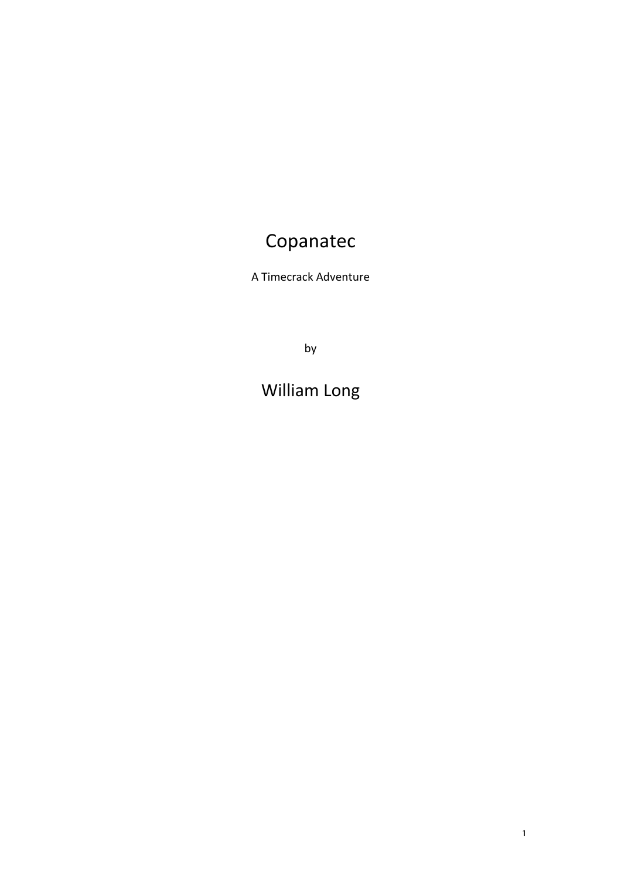# Copanatec

A Timecrack Adventure

by

William Long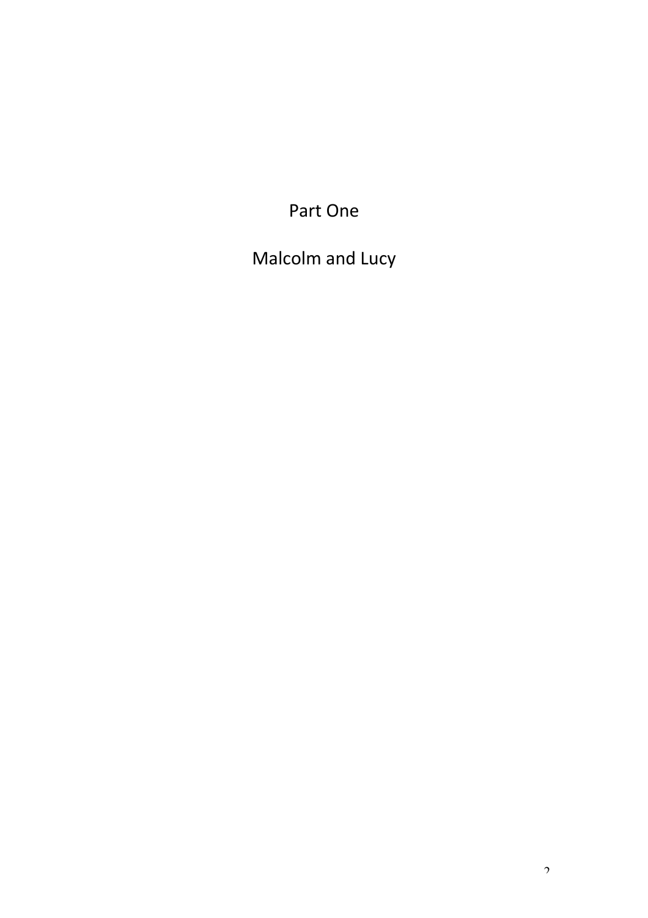# Part One

# Malcolm and Lucy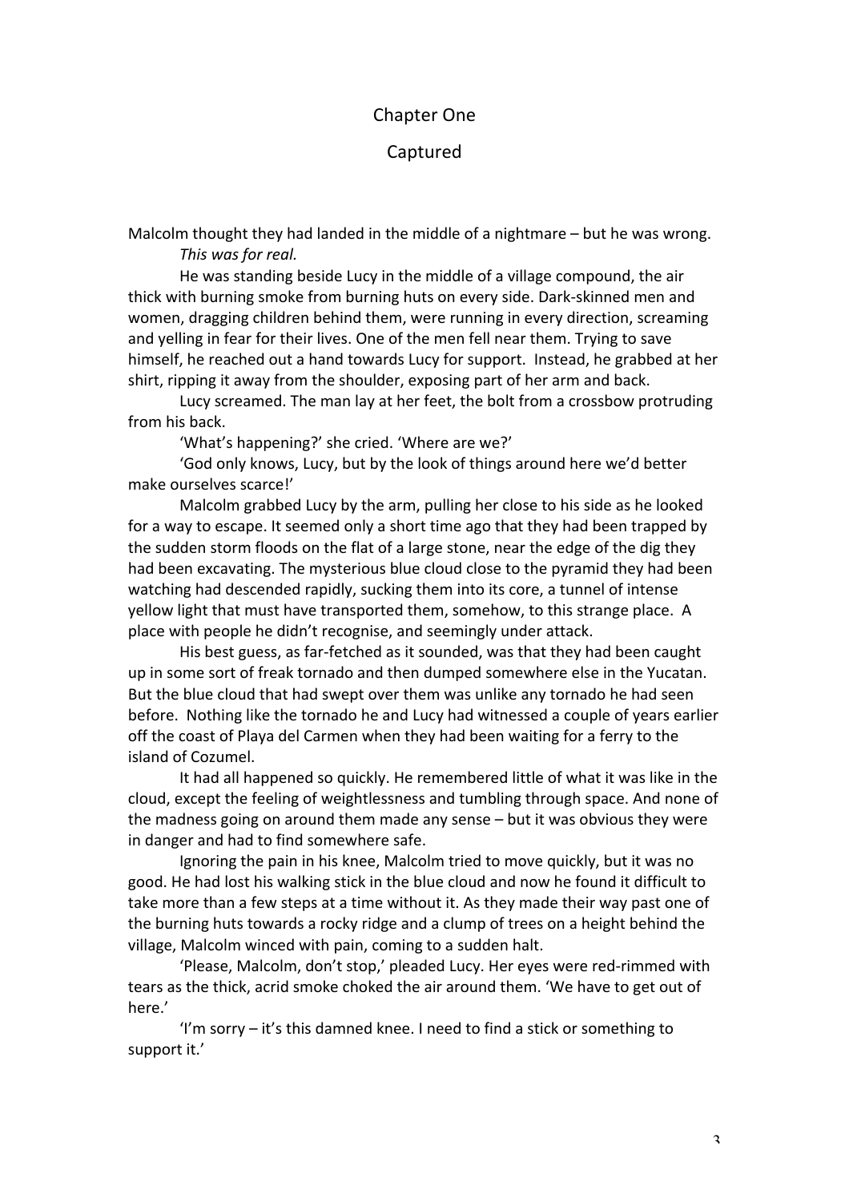# Chapter One

## Captured

Malcolm thought they had landed in the middle of a nightmare – but he was wrong.

*This was for real.*

He was standing beside Lucy in the middle of a village compound, the air thick with burning smoke from burning huts on every side. Dark-skinned men and women, dragging children behind them, were running in every direction, screaming and yelling in fear for their lives. One of the men fell near them. Trying to save himself, he reached out a hand towards Lucy for support. Instead, he grabbed at her shirt, ripping it away from the shoulder, exposing part of her arm and back.

Lucy screamed. The man lay at her feet, the bolt from a crossbow protruding from his back.

'What's happening?' she cried. 'Where are we?'

'God only knows, Lucy, but by the look of things around here we'd better make ourselves scarce!'

Malcolm grabbed Lucy by the arm, pulling her close to his side as he looked for a way to escape. It seemed only a short time ago that they had been trapped by the sudden storm floods on the flat of a large stone, near the edge of the dig they had been excavating. The mysterious blue cloud close to the pyramid they had been watching had descended rapidly, sucking them into its core, a tunnel of intense yellow light that must have transported them, somehow, to this strange place. A place with people he didn't recognise, and seemingly under attack.

His best guess, as far-fetched as it sounded, was that they had been caught up in some sort of freak tornado and then dumped somewhere else in the Yucatan. But the blue cloud that had swept over them was unlike any tornado he had seen before. Nothing like the tornado he and Lucy had witnessed a couple of years earlier off the coast of Playa del Carmen when they had been waiting for a ferry to the island of Cozumel.

It had all happened so quickly. He remembered little of what it was like in the cloud, except the feeling of weightlessness and tumbling through space. And none of the madness going on around them made any sense – but it was obvious they were in danger and had to find somewhere safe.

Ignoring the pain in his knee, Malcolm tried to move quickly, but it was no good. He had lost his walking stick in the blue cloud and now he found it difficult to take more than a few steps at a time without it. As they made their way past one of the burning huts towards a rocky ridge and a clump of trees on a height behind the village, Malcolm winced with pain, coming to a sudden halt.

'Please, Malcolm, don't stop,' pleaded Lucy. Her eyes were red-rimmed with tears as the thick, acrid smoke choked the air around them. 'We have to get out of here.'

'I'm sorry – it's this damned knee. I need to find a stick or something to support it.'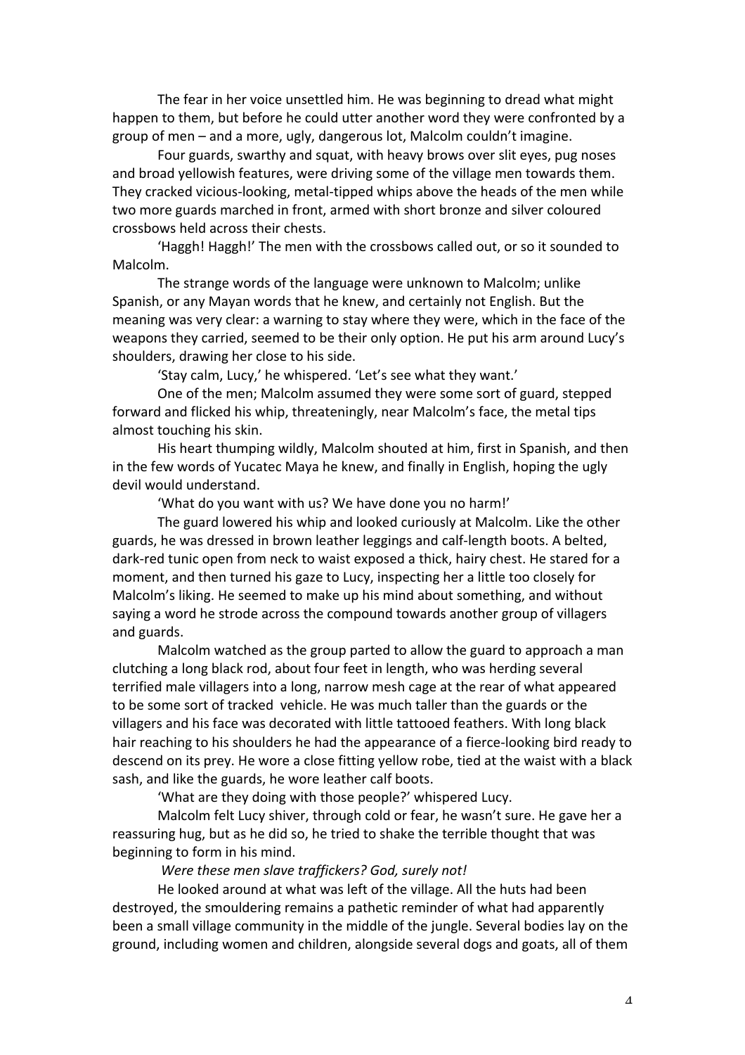The fear in her voice unsettled him. He was beginning to dread what might happen to them, but before he could utter another word they were confronted by a group of men – and a more, ugly, dangerous lot, Malcolm couldn't imagine.

Four guards, swarthy and squat, with heavy brows over slit eyes, pug noses and broad yellowish features, were driving some of the village men towards them. They cracked vicious-looking, metal-tipped whips above the heads of the men while two more guards marched in front, armed with short bronze and silver coloured crossbows held across their chests.

'Haggh! Haggh!' The men with the crossbows called out, or so it sounded to Malcolm.

The strange words of the language were unknown to Malcolm; unlike Spanish, or any Mayan words that he knew, and certainly not English. But the meaning was very clear: a warning to stay where they were, which in the face of the weapons they carried, seemed to be their only option. He put his arm around Lucy's shoulders, drawing her close to his side.

'Stay calm, Lucy,' he whispered. 'Let's see what they want.'

One of the men; Malcolm assumed they were some sort of guard, stepped forward and flicked his whip, threateningly, near Malcolm's face, the metal tips almost touching his skin.

His heart thumping wildly, Malcolm shouted at him, first in Spanish, and then in the few words of Yucatec Maya he knew, and finally in English, hoping the ugly devil would understand.

'What do you want with us? We have done you no harm!'

The guard lowered his whip and looked curiously at Malcolm. Like the other guards, he was dressed in brown leather leggings and calf-length boots. A belted, dark-red tunic open from neck to waist exposed a thick, hairy chest. He stared for a moment, and then turned his gaze to Lucy, inspecting her a little too closely for Malcolm's liking. He seemed to make up his mind about something, and without saying a word he strode across the compound towards another group of villagers and guards.

Malcolm watched as the group parted to allow the guard to approach a man clutching a long black rod, about four feet in length, who was herding several terrified male villagers into a long, narrow mesh cage at the rear of what appeared to be some sort of tracked vehicle. He was much taller than the guards or the villagers and his face was decorated with little tattooed feathers. With long black hair reaching to his shoulders he had the appearance of a fierce-looking bird ready to descend on its prey. He wore a close fitting yellow robe, tied at the waist with a black sash, and like the guards, he wore leather calf boots.

'What are they doing with those people?' whispered Lucy.

Malcolm felt Lucy shiver, through cold or fear, he wasn't sure. He gave her a reassuring hug, but as he did so, he tried to shake the terrible thought that was beginning to form in his mind.

*Were these men slave traffickers? God, surely not!*

He looked around at what was left of the village. All the huts had been destroyed, the smouldering remains a pathetic reminder of what had apparently been a small village community in the middle of the jungle. Several bodies lay on the ground, including women and children, alongside several dogs and goats, all of them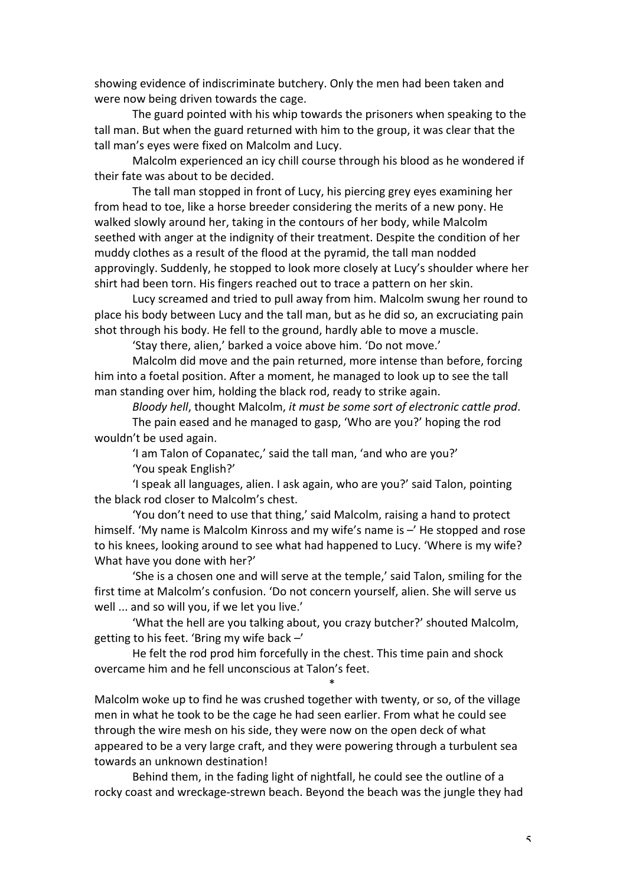showing evidence of indiscriminate butchery. Only the men had been taken and were now being driven towards the cage.

The guard pointed with his whip towards the prisoners when speaking to the tall man. But when the guard returned with him to the group, it was clear that the tall man's eyes were fixed on Malcolm and Lucy.

Malcolm experienced an icy chill course through his blood as he wondered if their fate was about to be decided.

The tall man stopped in front of Lucy, his piercing grey eyes examining her from head to toe, like a horse breeder considering the merits of a new pony. He walked slowly around her, taking in the contours of her body, while Malcolm seethed with anger at the indignity of their treatment. Despite the condition of her muddy clothes as a result of the flood at the pyramid, the tall man nodded approvingly. Suddenly, he stopped to look more closely at Lucy's shoulder where her shirt had been torn. His fingers reached out to trace a pattern on her skin.

Lucy screamed and tried to pull away from him. Malcolm swung her round to place his body between Lucy and the tall man, but as he did so, an excruciating pain shot through his body. He fell to the ground, hardly able to move a muscle.

'Stay there, alien,' barked a voice above him. 'Do not move.'

Malcolm did move and the pain returned, more intense than before, forcing him into a foetal position. After a moment, he managed to look up to see the tall man standing over him, holding the black rod, ready to strike again.

*Bloody hell*, thought Malcolm, *it must be some sort of electronic cattle prod*.

The pain eased and he managed to gasp, 'Who are you?' hoping the rod wouldn't be used again.

'I am Talon of Copanatec,' said the tall man, 'and who are you?'

'You speak English?'

'I speak all languages, alien. I ask again, who are you?' said Talon, pointing the black rod closer to Malcolm's chest.

'You don't need to use that thing,' said Malcolm, raising a hand to protect himself. 'My name is Malcolm Kinross and my wife's name is –' He stopped and rose to his knees, looking around to see what had happened to Lucy. 'Where is my wife? What have you done with her?'

'She is a chosen one and will serve at the temple,' said Talon, smiling for the first time at Malcolm's confusion. 'Do not concern yourself, alien. She will serve us well ... and so will you, if we let you live.'

'What the hell are you talking about, you crazy butcher?' shouted Malcolm, getting to his feet. 'Bring my wife back –'

He felt the rod prod him forcefully in the chest. This time pain and shock overcame him and he fell unconscious at Talon's feet.

*

Malcolm woke up to find he was crushed together with twenty, or so, of the village men in what he took to be the cage he had seen earlier. From what he could see through the wire mesh on his side, they were now on the open deck of what appeared to be a very large craft, and they were powering through a turbulent sea towards an unknown destination!

Behind them, in the fading light of nightfall, he could see the outline of a rocky coast and wreckage-strewn beach. Beyond the beach was the jungle they had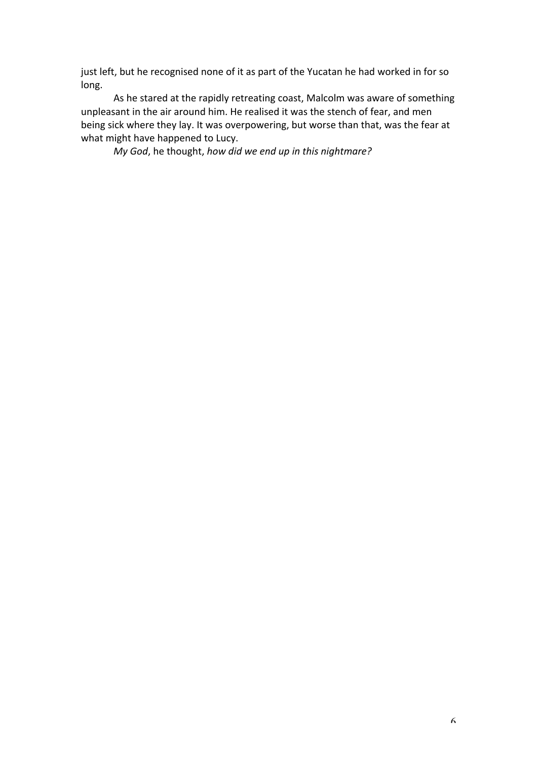just left, but he recognised none of it as part of the Yucatan he had worked in for so long.

As he stared at the rapidly retreating coast, Malcolm was aware of something unpleasant in the air around him. He realised it was the stench of fear, and men being sick where they lay. It was overpowering, but worse than that, was the fear at what might have happened to Lucy.

*My God*, he thought, *how did we end up in this nightmare?*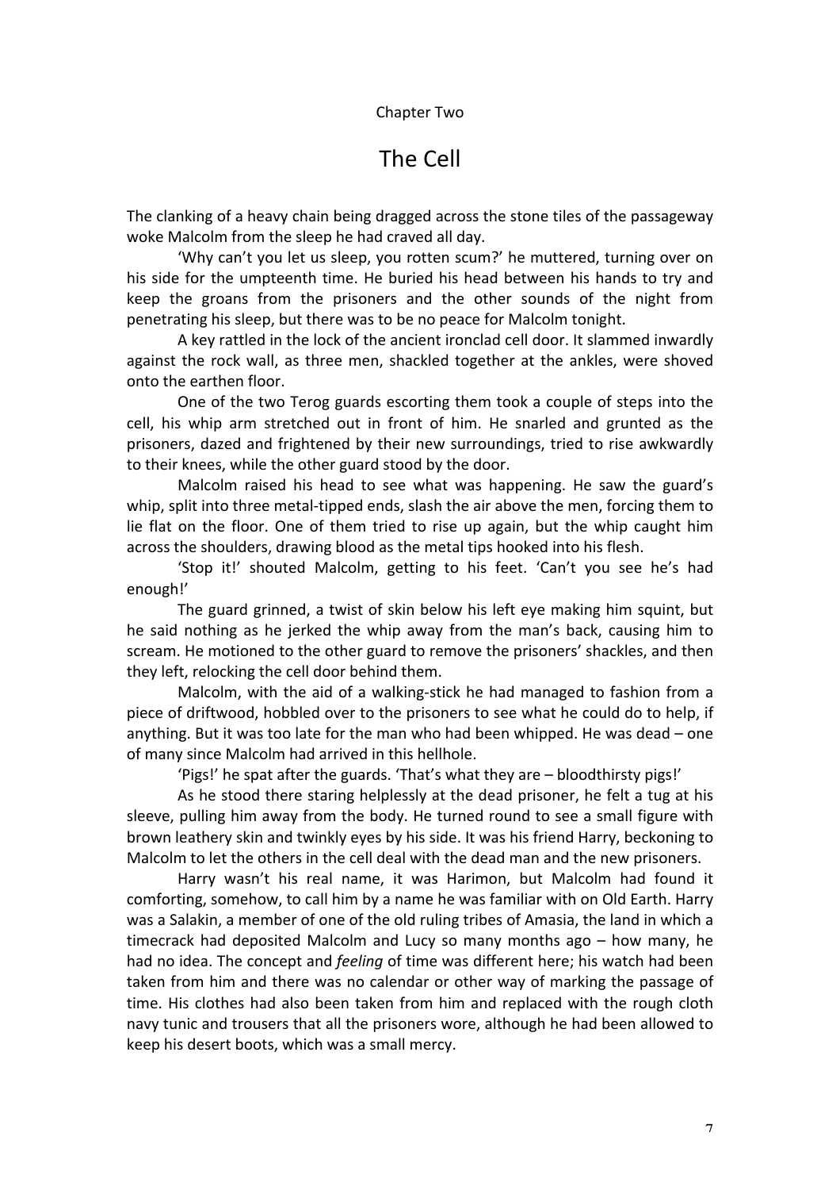Chapter Two

# The Cell

The clanking of a heavy chain being dragged across the stone tiles of the passageway woke Malcolm from the sleep he had craved all day.

'Why can't you let us sleep, you rotten scum?' he muttered, turning over on his side for the umpteenth time. He buried his head between his hands to try and keep the groans from the prisoners and the other sounds of the night from penetrating his sleep, but there was to be no peace for Malcolm tonight.

A key rattled in the lock of the ancient ironclad cell door. It slammed inwardly against the rock wall, as three men, shackled together at the ankles, were shoved onto the earthen floor.

One of the two Terog guards escorting them took a couple of steps into the cell, his whip arm stretched out in front of him. He snarled and grunted as the prisoners, dazed and frightened by their new surroundings, tried to rise awkwardly to their knees, while the other guard stood by the door.

Malcolm raised his head to see what was happening. He saw the guard's whip, split into three metal-tipped ends, slash the air above the men, forcing them to lie flat on the floor. One of them tried to rise up again, but the whip caught him across the shoulders, drawing blood as the metal tips hooked into his flesh.

'Stop it!' shouted Malcolm, getting to his feet. 'Can't you see he's had enough!'

The guard grinned, a twist of skin below his left eye making him squint, but he said nothing as he jerked the whip away from the man's back, causing him to scream. He motioned to the other guard to remove the prisoners' shackles, and then they left, relocking the cell door behind them.

Malcolm, with the aid of a walking-stick he had managed to fashion from a piece of driftwood, hobbled over to the prisoners to see what he could do to help, if anything. But it was too late for the man who had been whipped. He was dead – one of many since Malcolm had arrived in this hellhole.

'Pigs!' he spat after the guards. 'That's what they are – bloodthirsty pigs!'

As he stood there staring helplessly at the dead prisoner, he felt a tug at his sleeve, pulling him away from the body. He turned round to see a small figure with brown leathery skin and twinkly eyes by his side. It was his friend Harry, beckoning to Malcolm to let the others in the cell deal with the dead man and the new prisoners.

Harry wasn't his real name, it was Harimon, but Malcolm had found it comforting, somehow, to call him by a name he was familiar with on Old Earth. Harry was a Salakin, a member of one of the old ruling tribes of Amasia, the land in which a timecrack had deposited Malcolm and Lucy so many months ago – how many, he had no idea. The concept and *feeling* of time was different here; his watch had been taken from him and there was no calendar or other way of marking the passage of time. His clothes had also been taken from him and replaced with the rough cloth navy tunic and trousers that all the prisoners wore, although he had been allowed to keep his desert boots, which was a small mercy.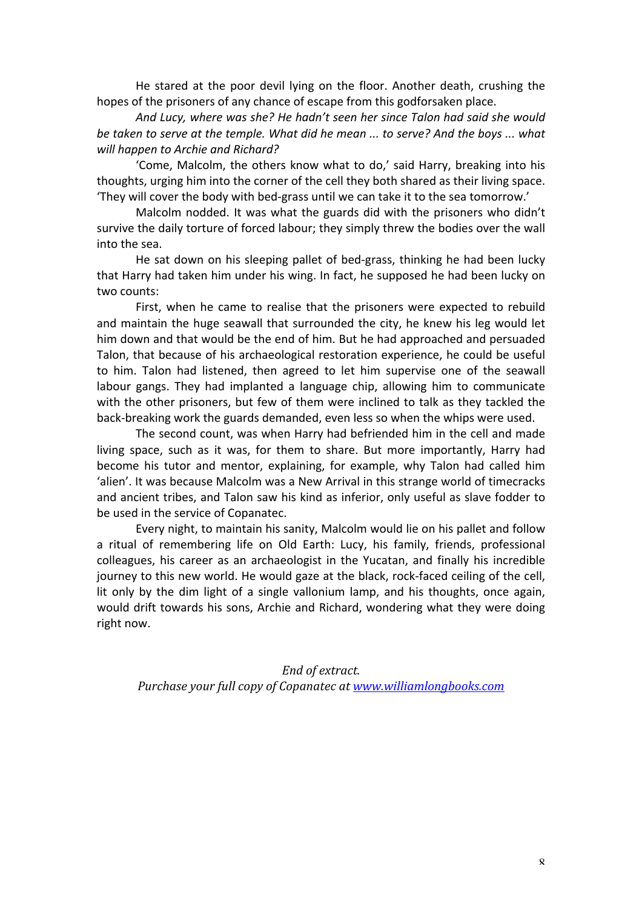He stared at the poor devil lying on the floor. Another death, crushing the hopes of the prisoners of any chance of escape from this godforsaken place.

*And Lucy, where was she? He hadn't seen her since Talon had said she would be taken to serve at the temple. What did he mean ... to serve? And the boys ... what will happen to Archie and Richard?*

'Come, Malcolm, the others know what to do,' said Harry, breaking into his thoughts, urging him into the corner of the cell they both shared as their living space. 'They will cover the body with bed-grass until we can take it to the sea tomorrow.'

Malcolm nodded. It was what the guards did with the prisoners who didn't survive the daily torture of forced labour; they simply threw the bodies over the wall into the sea.

He sat down on his sleeping pallet of bed-grass, thinking he had been lucky that Harry had taken him under his wing. In fact, he supposed he had been lucky on two counts:

First, when he came to realise that the prisoners were expected to rebuild and maintain the huge seawall that surrounded the city, he knew his leg would let him down and that would be the end of him. But he had approached and persuaded Talon, that because of his archaeological restoration experience, he could be useful to him. Talon had listened, then agreed to let him supervise one of the seawall labour gangs. They had implanted a language chip, allowing him to communicate with the other prisoners, but few of them were inclined to talk as they tackled the back-breaking work the guards demanded, even less so when the whips were used.

The second count, was when Harry had befriended him in the cell and made living space, such as it was, for them to share. But more importantly, Harry had become his tutor and mentor, explaining, for example, why Talon had called him 'alien'. It was because Malcolm was a New Arrival in this strange world of timecracks and ancient tribes, and Talon saw his kind as inferior, only useful as slave fodder to be used in the service of Copanatec.

Every night, to maintain his sanity, Malcolm would lie on his pallet and follow a ritual of remembering life on Old Earth: Lucy, his family, friends, professional colleagues, his career as an archaeologist in the Yucatan, and finally his incredible journey to this new world. He would gaze at the black, rock-faced ceiling of the cell, lit only by the dim light of a single vallonium lamp, and his thoughts, once again, would drift towards his sons, Archie and Richard, wondering what they were doing right now.

*End of extract.*
*Purchase your full copy of Copanatec at [www.williamlongbooks.com](http://www.williamlongbooks.com)*